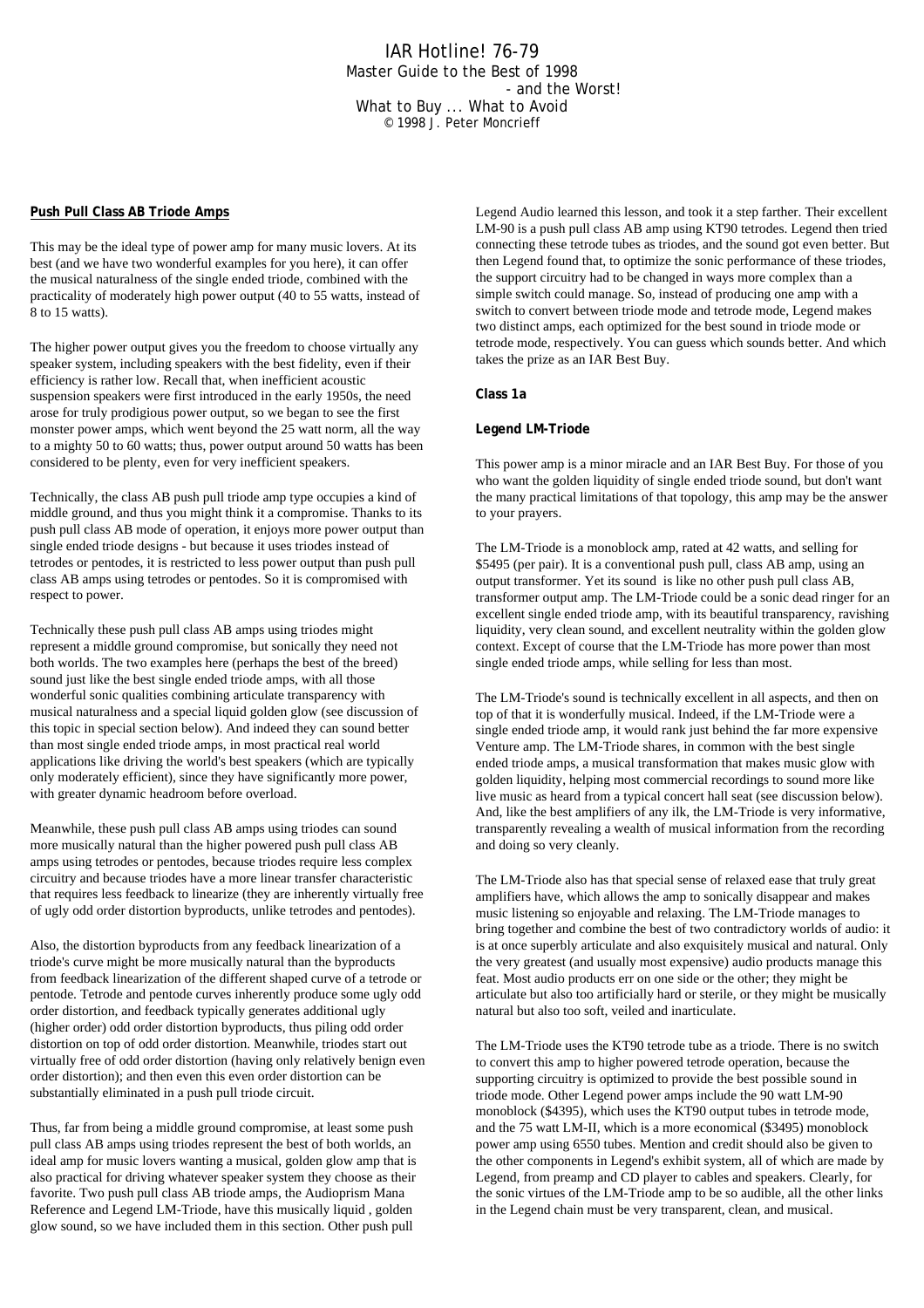# IAR Hotline! 76-79

## Master Guide to the Best of 1998 - and the Worst!

### What to Buy ... What to Avoid

© 1998 J. Peter Moncrieff

**Push Pull Class AB Triode Amps**

This may be the ideal type of power amp for many music lovers. At its best (and we have two wonderful examples for you here), it can offer the musical naturalness of the single ended triode, combined with the practicality of moderately high power output (40 to 55 watts, instead of 8 to 15 watts).

The higher power output gives you the freedom to choose virtually any speaker system, including speakers with the best fidelity, even if their efficiency is rather low. Recall that, when inefficient acoustic suspension speakers were first introduced in the early 1950s, the need arose for truly prodigious power output, so we began to see the first monster power amps, which went beyond the 25 watt norm, all the way to a mighty 50 to 60 watts; thus, power output around 50 watts has been considered to be plenty, even for very inefficient speakers.

Technically, the class AB push pull triode amp type occupies a kind of middle ground, and thus you might think it a compromise. Thanks to its push pull class AB mode of operation, it enjoys more power output than single ended triode designs - but because it uses triodes instead of tetrodes or pentodes, it is restricted to less power output than push pull class AB amps using tetrodes or pentodes. So it is compromised with respect to power.

Technically these push pull class AB amps using triodes might represent a middle ground compromise, but sonically they need not both worlds. The two examples here (perhaps the best of the breed) sound just like the best single ended triode amps, with all those wonderful sonic qualities combining articulate transparency with musical naturalness and a special liquid golden glow (see discussion of this topic in special section below). And indeed they can sound better than most single ended triode amps, in most practical real world applications like driving the world's best speakers (which are typically only moderately efficient), since they have significantly more power, with greater dynamic headroom before overload.

Meanwhile, these push pull class AB amps using triodes can sound more musically natural than the higher powered push pull class AB amps using tetrodes or pentodes, because triodes require less complex circuitry and because triodes have a more linear transfer characteristic that requires less feedback to linearize (they are inherently virtually free of ugly odd order distortion byproducts, unlike tetrodes and pentodes).

Also, the distortion byproducts from any feedback linearization of a triode's curve might be more musically natural than the byproducts from feedback linearization of the different shaped curve of a tetrode or pentode. Tetrode and pentode curves inherently produce some ugly odd order distortion, and feedback typically generates additional ugly (higher order) odd order distortion byproducts, thus piling odd order distortion on top of odd order distortion. Meanwhile, triodes start out virtually free of odd order distortion (having only relatively benign even order distortion); and then even this even order distortion can be substantially eliminated in a push pull triode circuit.

Thus, far from being a middle ground compromise, at least some push pull class AB amps using triodes represent the best of both worlds, an ideal amp for music lovers wanting a musical, golden glow amp that is also practical for driving whatever speaker system they choose as their favorite. Two push pull class AB triode amps, the Audioprism Mana Reference and Legend LM-Triode, have this musically liquid , golden glow sound, so we have included them in this section. Other push pull Legend Audio learned this lesson, and took it a step farther. Their excellent LM-90 is a push pull class AB amp using KT90 tetrodes. Legend then tried connecting these tetrode tubes as triodes, and the sound got even better. But then Legend found that, to optimize the sonic performance of these triodes, the support circuitry had to be changed in ways more complex than a simple switch could manage. So, instead of producing one amp with a switch to convert between triode mode and tetrode mode, Legend makes two distinct amps, each optimized for the best sound in triode mode or tetrode mode, respectively. You can guess which sounds better. And which takes the prize as an IAR Best Buy.

**Class 1a**

**Legend LM-Triode**

This power amp is a minor miracle and an IAR Best Buy. For those of you who want the golden liquidity of single ended triode sound, but don't want the many practical limitations of that topology, this amp may be the answer to your prayers.

The LM-Triode is a monoblock amp, rated at 42 watts, and selling for $5495 (per pair). It is a conventional push pull, class AB amp, using an output transformer. Yet its sound is like no other push pull class AB, transformer output amp. The LM-Triode could be a sonic dead ringer for an excellent single ended triode amp, with its beautiful transparency, ravishing liquidity, very clean sound, and excellent neutrality within the golden glow context. Except of course that the LM-Triode has more power than most single ended triode amps, while selling for less than most.

The LM-Triode's sound is technically excellent in all aspects, and then on top of that it is wonderfully musical. Indeed, if the LM-Triode were a single ended triode amp, it would rank just behind the far more expensive Venture amp. The LM-Triode shares, in common with the best single ended triode amps, a musical transformation that makes music glow with golden liquidity, helping most commercial recordings to sound more like live music as heard from a typical concert hall seat (see discussion below). And, like the best amplifiers of any ilk, the LM-Triode is very informative, transparently revealing a wealth of musical information from the recording and doing so very cleanly.

The LM-Triode also has that special sense of relaxed ease that truly great amplifiers have, which allows the amp to sonically disappear and makes music listening so enjoyable and relaxing. The LM-Triode manages to bring together and combine the best of two contradictory worlds of audio: it is at once superbly articulate and also exquisitely musical and natural. Only the very greatest (and usually most expensive) audio products manage this feat. Most audio products err on one side or the other; they might be articulate but also too artificially hard or sterile, or they might be musically natural but also too soft, veiled and inarticulate.

The LM-Triode uses the KT90 tetrode tube as a triode. There is no switch to convert this amp to higher powered tetrode operation, because the supporting circuitry is optimized to provide the best possible sound in triode mode. Other Legend power amps include the 90 watt LM-90 monoblock ($4395), which uses the KT90 output tubes in tetrode mode, and the 75 watt LM-II, which is a more economical ($3495) monoblock power amp using 6550 tubes. Mention and credit should also be given to the other components in Legend's exhibit system, all of which are made by Legend, from preamp and CD player to cables and speakers. Clearly, for the sonic virtues of the LM-Triode amp to be so audible, all the other links in the Legend chain must be very transparent, clean, and musical.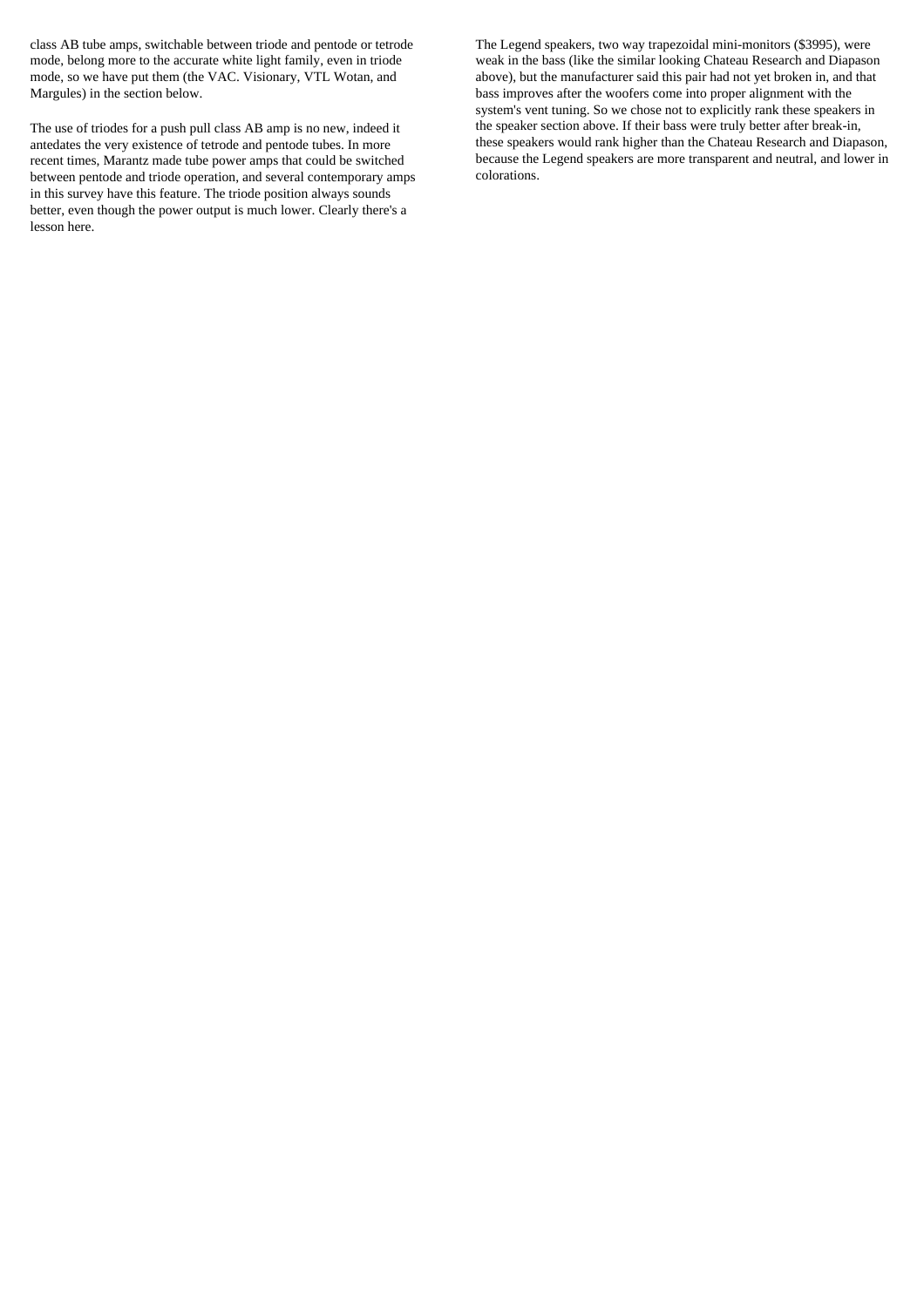class AB tube amps, switchable between triode and pentode or tetrode mode, belong more to the accurate white light family, even in triode mode, so we have put them (the VAC. Visionary, VTL Wotan, and Margules) in the section below.

The use of triodes for a push pull class AB amp is no new, indeed it antedates the very existence of tetrode and pentode tubes. In more recent times, Marantz made tube power amps that could be switched between pentode and triode operation, and several contemporary amps in this survey have this feature. The triode position always sounds better, even though the power output is much lower. Clearly there's a lesson here.

The Legend speakers, two way trapezoidal mini-monitors ($3995), were weak in the bass (like the similar looking Chateau Research and Diapason above), but the manufacturer said this pair had not yet broken in, and that bass improves after the woofers come into proper alignment with the system's vent tuning. So we chose not to explicitly rank these speakers in the speaker section above. If their bass were truly better after break-in, these speakers would rank higher than the Chateau Research and Diapason, because the Legend speakers are more transparent and neutral, and lower in colorations.